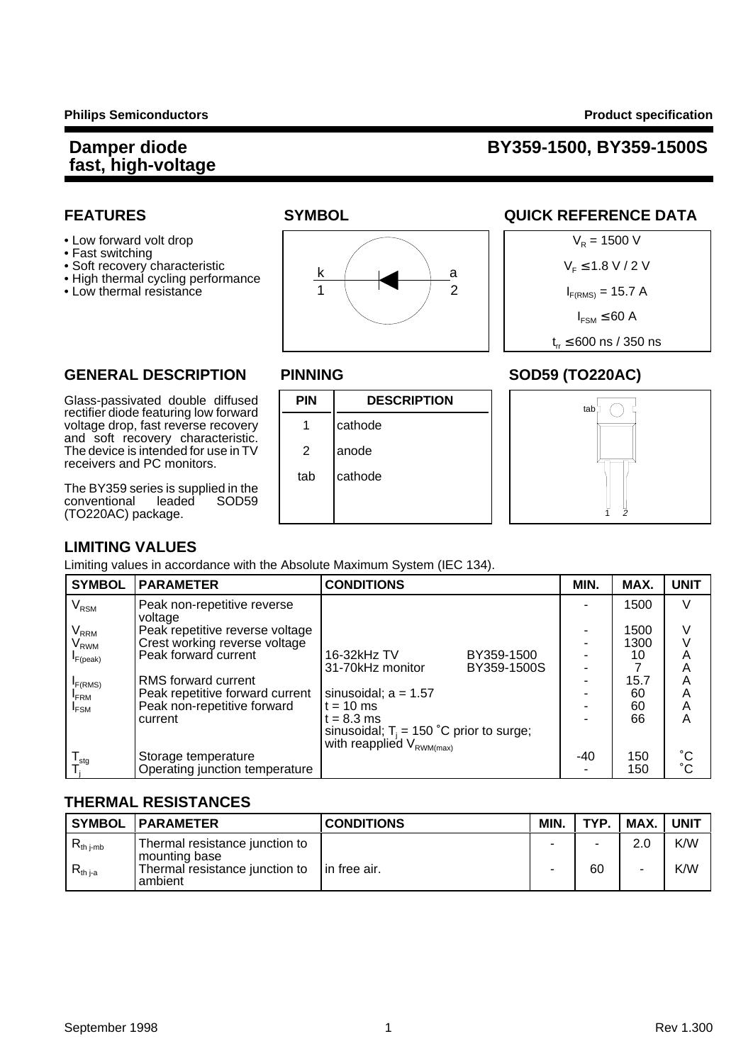**Philips Semiconductors** | **Product specification**

# Damper diode fast, high-voltage

# BY359-1500, BY359-1500S

## FEATURES

- Low forward volt drop
- Fast switching
- Soft recovery characteristic
- High thermal cycling performance
- Low thermal resistance

## SYMBOL

k 1 — a 2

## QUICK REFERENCE DATA

$V_R$ = 1500 V

$V_F \leq 1.8$ V / 2 V

$I_{F(RMS)}$ = 15.7 A

$I_{FSM} \leq 60$ A

$t_{rr} \leq 600$ ns / 350 ns

## GENERAL DESCRIPTION

Glass-passivated double diffused rectifier diode featuring low forward voltage drop, fast reverse recovery and soft recovery characteristic. The device is intended for use in TV receivers and PC monitors.

The BY359 series is supplied in the conventional leaded SOD59 (TO220AC) package.

## PINNING

| PIN | DESCRIPTION |
|---|---|
| 1 | cathode |
| 2 | anode |
| tab | cathode |

## SOD59 (TO220AC)

tab, 1, 2

## LIMITING VALUES

Limiting values in accordance with the Absolute Maximum System (IEC 134).

| SYMBOL | PARAMETER | CONDITIONS | | MIN. | MAX. | UNIT |
|---|---|---|---|---|---|---|
| $V_{RSM}$ | Peak non-repetitive reverse voltage | | | - | 1500 | V |
| $V_{RRM}$ | Peak repetitive reverse voltage | | | - | 1500 | V |
| $V_{RWM}$ | Crest working reverse voltage | | | - | 1300 | V |
| $I_{F(peak)}$ | Peak forward current | 16-32kHz TV | BY359-1500 | - | 10 | A |
| | | 31-70kHz monitor | BY359-1500S | - | 7 | A |
| $I_{F(RMS)}$ | RMS forward current | | | - | 15.7 | A |
| $I_{FRM}$ | Peak repetitive forward current | sinusoidal; a = 1.57 | | - | 60 | A |
| $I_{FSM}$ | Peak non-repetitive forward current | t = 10 ms | | - | 60 | A |
| | | t = 8.3 ms | | - | 66 | A |
| | | sinusoidal; $T_j$ = 150 ˚C prior to surge; with reapplied $V_{RWM(max)}$ | | | | |
| $T_{stg}$ | Storage temperature | | | -40 | 150 | ˚C |
| $T_j$ | Operating junction temperature | | | - | 150 | ˚C |

## THERMAL RESISTANCES

| SYMBOL | PARAMETER | CONDITIONS | MIN. | TYP. | MAX. | UNIT |
|---|---|---|---|---|---|---|
| $R_{th\ j\text{-}mb}$ | Thermal resistance junction to mounting base | | - | - | 2.0 | K/W |
| $R_{th\ j\text{-}a}$ | Thermal resistance junction to ambient | in free air. | - | 60 | - | K/W |

September 1998 | Rev 1.300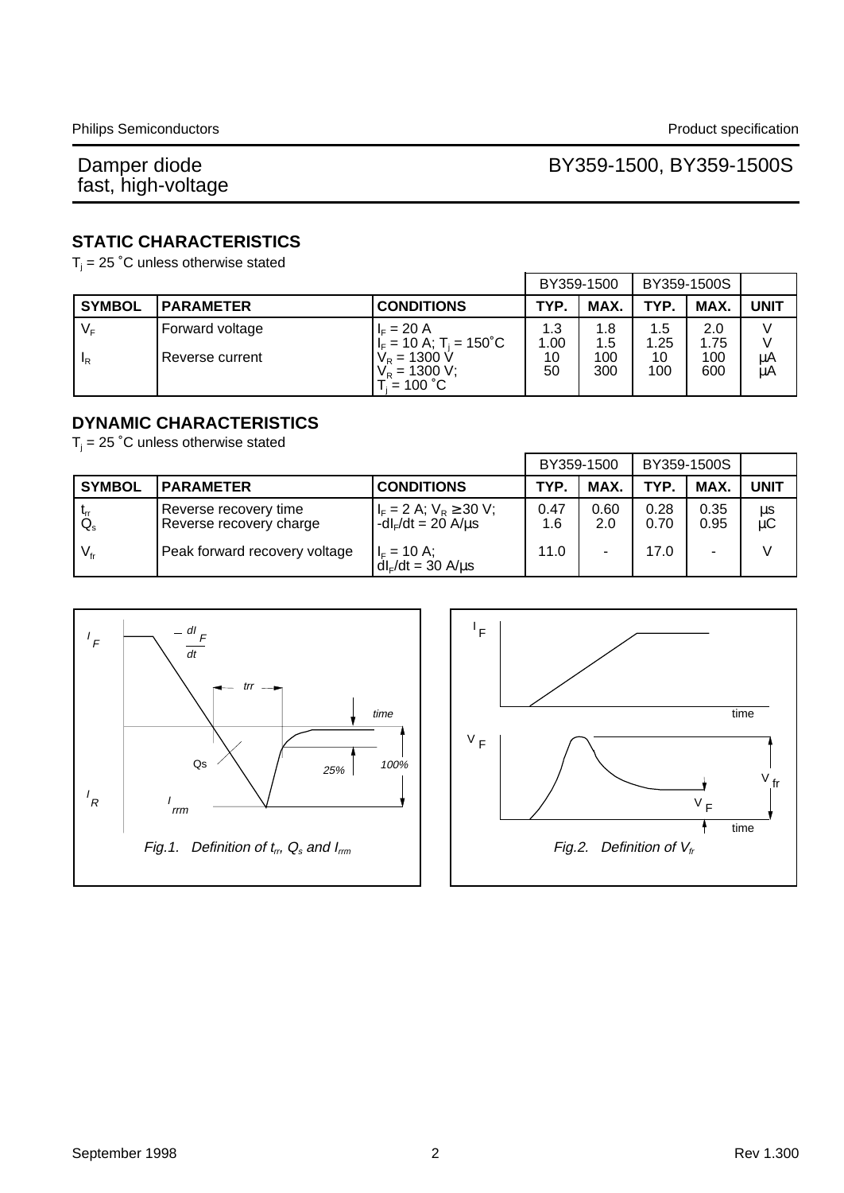## STATIC CHARACTERISTICS

$T_j$ = 25 ˚C unless otherwise stated

| | | | BY359-1500 | | BY359-1500S | | |
|---|---|---|---|---|---|---|---|
| **SYMBOL** | **PARAMETER** | **CONDITIONS** | **TYP.** | **MAX.** | **TYP.** | **MAX.** | **UNIT** |
| $V_F$ | Forward voltage | $I_F$ = 20 A | 1.3 | 1.8 | 1.5 | 2.0 | V |
| | | $I_F$ = 10 A; $T_j$ = 150˚C | 1.00 | 1.5 | 1.25 | 1.75 | V |
| $I_R$ | Reverse current | $V_R$ = 1300 V | 10 | 100 | 10 | 100 | µA |
| | | $V_R$ = 1300 V; $T_j$ = 100 ˚C | 50 | 300 | 100 | 600 | µA |

## DYNAMIC CHARACTERISTICS

$T_j$ = 25 ˚C unless otherwise stated

| | | | BY359-1500 | | BY359-1500S | | |
|---|---|---|---|---|---|---|---|
| **SYMBOL** | **PARAMETER** | **CONDITIONS** | **TYP.** | **MAX.** | **TYP.** | **MAX.** | **UNIT** |
| $t_{rr}$ | Reverse recovery time | $I_F$ = 2 A; $V_R$ ≥ 30 V; | 0.47 | 0.60 | 0.28 | 0.35 | µs |
| $Q_s$ | Reverse recovery charge | $-dI_F/dt$ = 20 A/µs | 1.6 | 2.0 | 0.70 | 0.95 | µC |
| $V_{fr}$ | Peak forward recovery voltage | $I_F$ = 10 A; $dI_F/dt$ = 30 A/µs | 11.0 | - | 17.0 | - | V |

*Fig.1. Definition of $t_{rr}$, $Q_s$ and $I_{rrm}$*

*Fig.2. Definition of $V_{fr}$*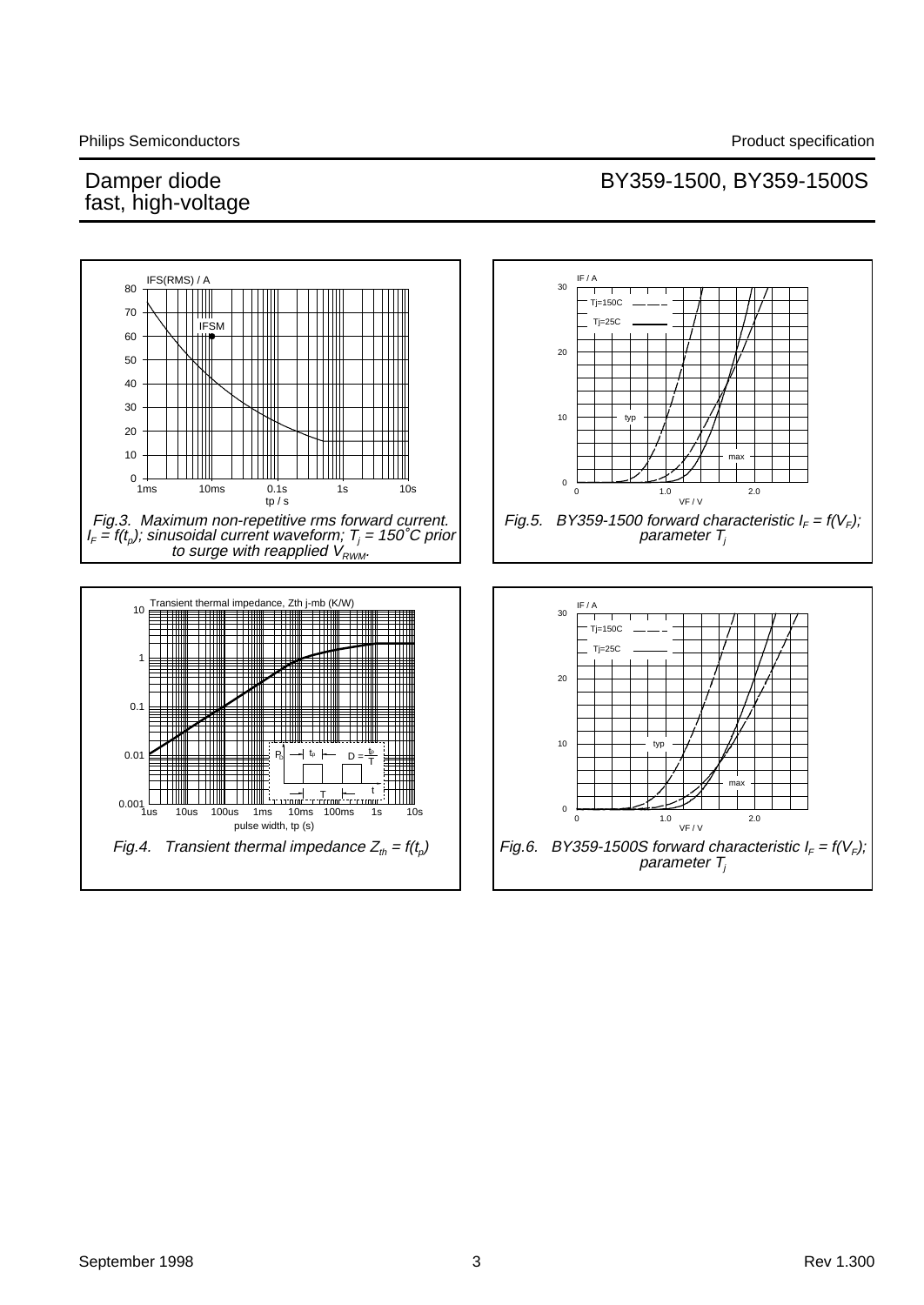# Damper diode fast, high-voltage

# BY359-1500, BY359-1500S

Fig.3. Maximum non-repetitive rms forward current. $I_F = f(t_p)$; sinusoidal current waveform; $T_j = 150˚C$ prior to surge with reapplied $V_{RWM}$.

Fig.5. BY359-1500 forward characteristic $I_F = f(V_F)$; parameter $T_j$

Fig.4. Transient thermal impedance $Z_{th} = f(t_p)$

Fig.6. BY359-1500S forward characteristic $I_F = f(V_F)$; parameter $T_j$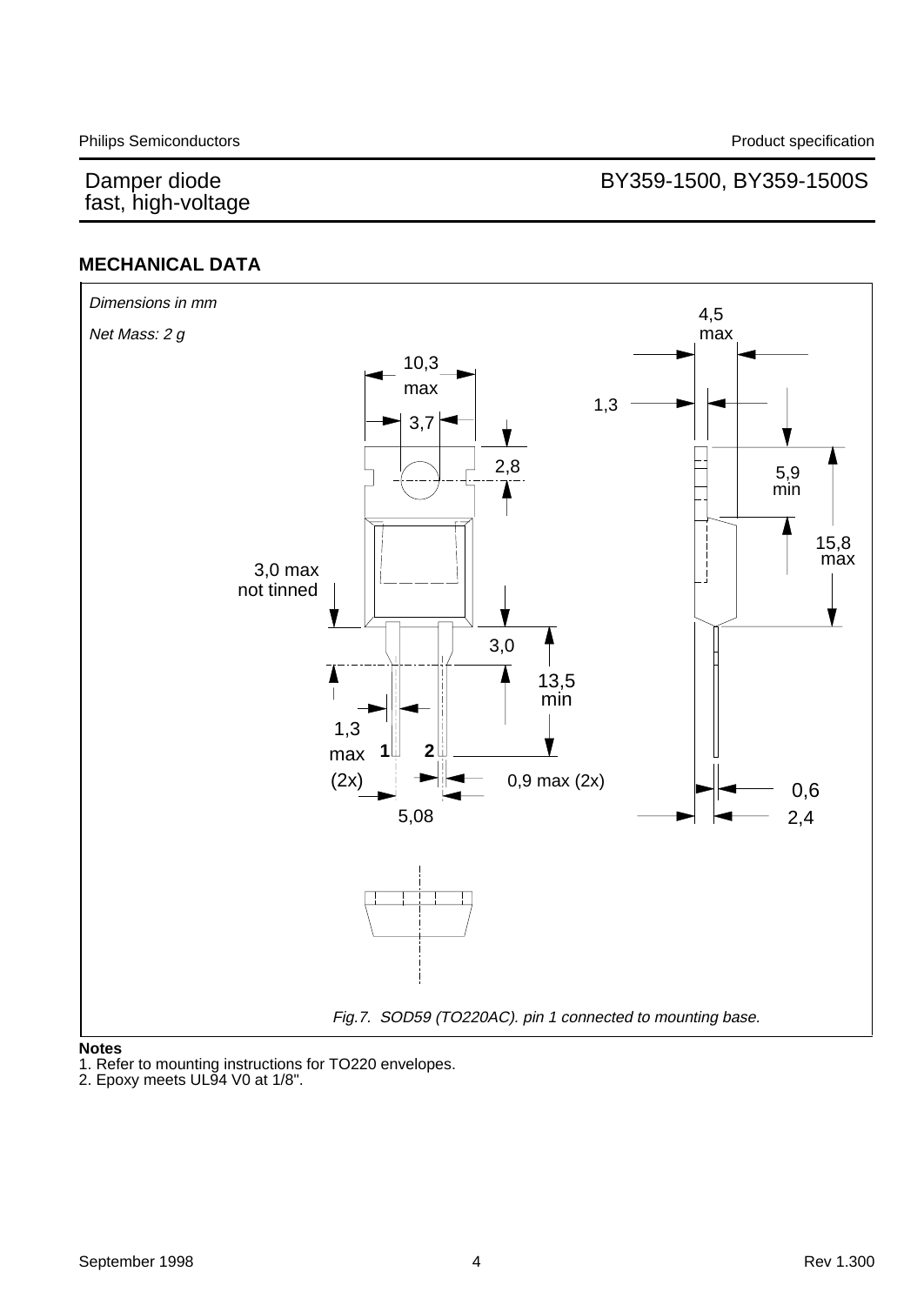## MECHANICAL DATA

*Dimensions in mm*

*Net Mass: 2 g*

*Fig.7. SOD59 (TO220AC). pin 1 connected to mounting base.*

**Notes**

1. Refer to mounting instructions for TO220 envelopes.
2. Epoxy meets UL94 V0 at 1/8".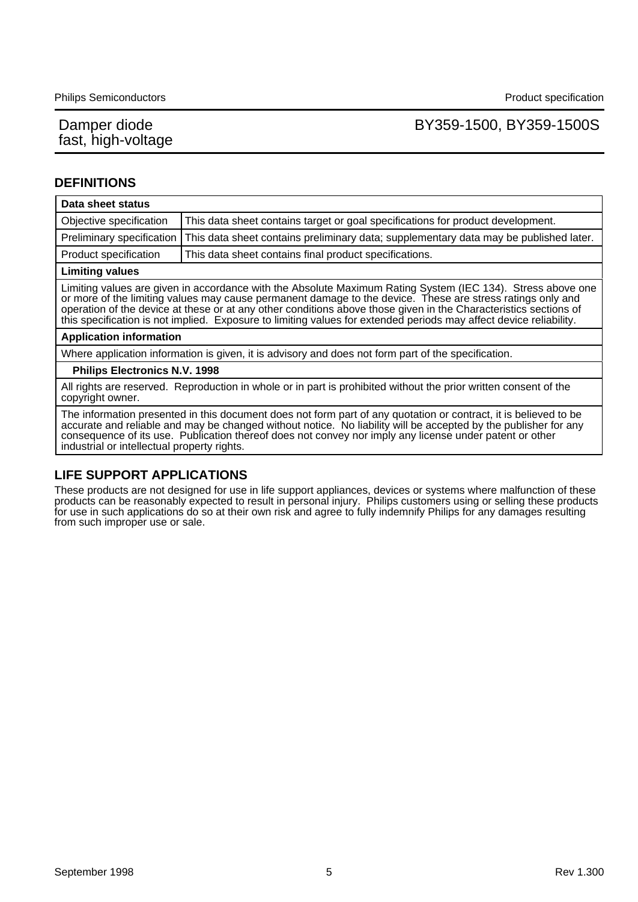## DEFINITIONS

| | |
|---|---|
| **Data sheet status** | |
| Objective specification | This data sheet contains target or goal specifications for product development. |
| Preliminary specification | This data sheet contains preliminary data; supplementary data may be published later. |
| Product specification | This data sheet contains final product specifications. |
| **Limiting values** | |
| Limiting values are given in accordance with the Absolute Maximum Rating System (IEC 134). Stress above one or more of the limiting values may cause permanent damage to the device. These are stress ratings only and operation of the device at these or at any other conditions above those given in the Characteristics sections of this specification is not implied. Exposure to limiting values for extended periods may affect device reliability. | |
| **Application information** | |
| Where application information is given, it is advisory and does not form part of the specification. | |
| **Philips Electronics N.V. 1998** | |
| All rights are reserved. Reproduction in whole or in part is prohibited without the prior written consent of the copyright owner. | |
| The information presented in this document does not form part of any quotation or contract, it is believed to be accurate and reliable and may be changed without notice. No liability will be accepted by the publisher for any consequence of its use. Publication thereof does not convey nor imply any license under patent or other industrial or intellectual property rights. | |

## LIFE SUPPORT APPLICATIONS

These products are not designed for use in life support appliances, devices or systems where malfunction of these products can be reasonably expected to result in personal injury. Philips customers using or selling these products for use in such applications do so at their own risk and agree to fully indemnify Philips for any damages resulting from such improper use or sale.